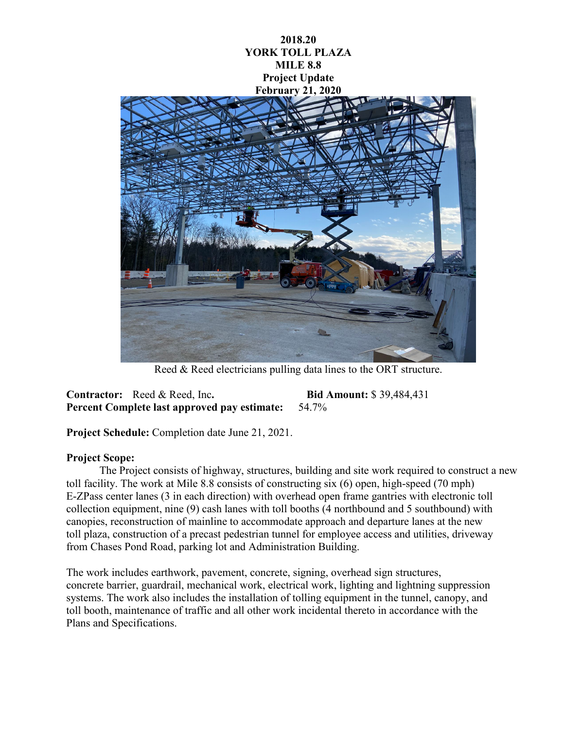**2018.20**
**YORK TOLL PLAZA**
**MILE 8.8**
**Project Update**
**February 21, 2020**

Reed & Reed electricians pulling data lines to the ORT structure.

**Contractor:** Reed & Reed, Inc. **Bid Amount:** $ 39,484,431
**Percent Complete last approved pay estimate:** 54.7%

**Project Schedule:** Completion date June 21, 2021.

**Project Scope:**

The Project consists of highway, structures, building and site work required to construct a new toll facility. The work at Mile 8.8 consists of constructing six (6) open, high-speed (70 mph) E-ZPass center lanes (3 in each direction) with overhead open frame gantries with electronic toll collection equipment, nine (9) cash lanes with toll booths (4 northbound and 5 southbound) with canopies, reconstruction of mainline to accommodate approach and departure lanes at the new toll plaza, construction of a precast pedestrian tunnel for employee access and utilities, driveway from Chases Pond Road, parking lot and Administration Building.

The work includes earthwork, pavement, concrete, signing, overhead sign structures, concrete barrier, guardrail, mechanical work, electrical work, lighting and lightning suppression systems. The work also includes the installation of tolling equipment in the tunnel, canopy, and toll booth, maintenance of traffic and all other work incidental thereto in accordance with the Plans and Specifications.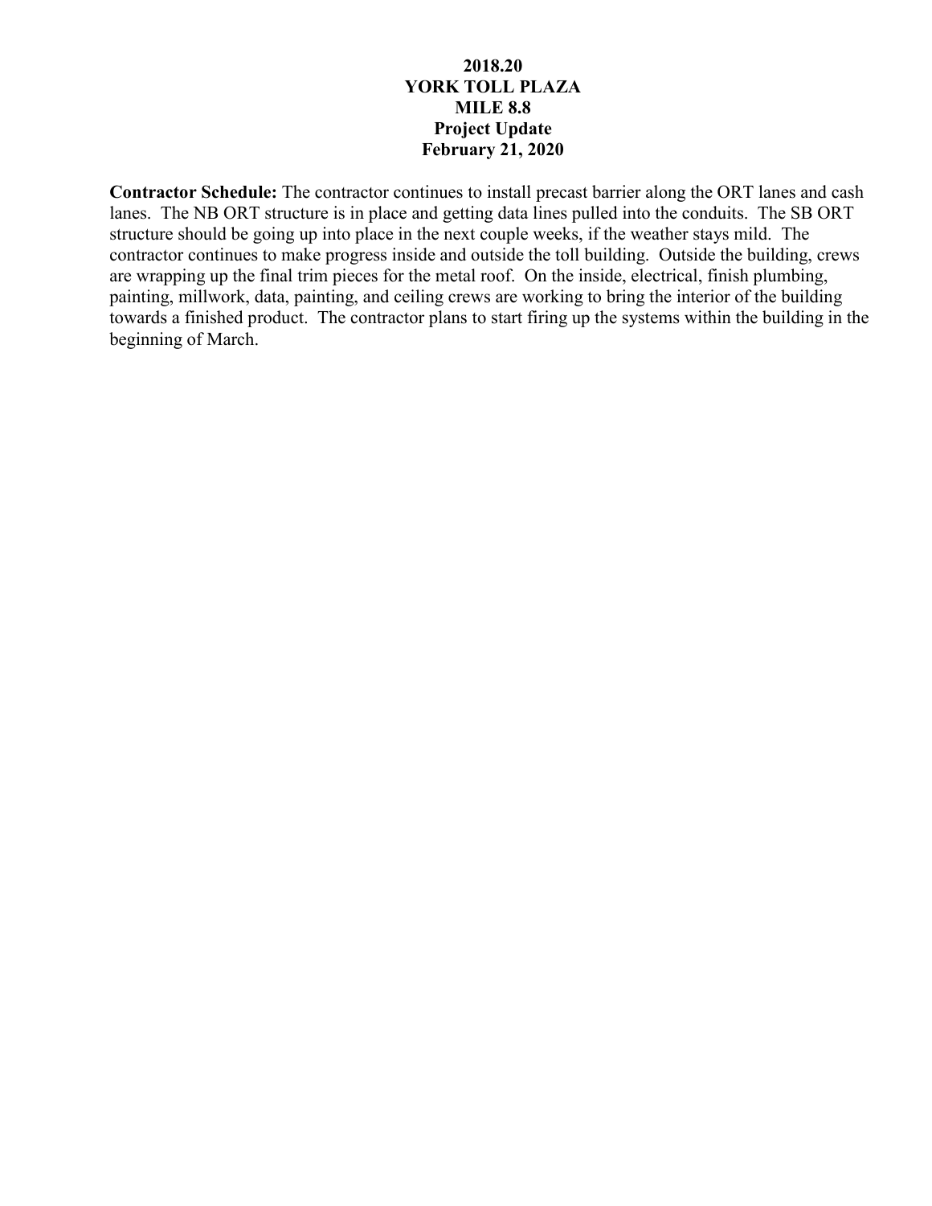**2018.20**
**YORK TOLL PLAZA**
**MILE 8.8**
**Project Update**
**February 21, 2020**

**Contractor Schedule:** The contractor continues to install precast barrier along the ORT lanes and cash lanes. The NB ORT structure is in place and getting data lines pulled into the conduits. The SB ORT structure should be going up into place in the next couple weeks, if the weather stays mild. The contractor continues to make progress inside and outside the toll building. Outside the building, crews are wrapping up the final trim pieces for the metal roof. On the inside, electrical, finish plumbing, painting, millwork, data, painting, and ceiling crews are working to bring the interior of the building towards a finished product. The contractor plans to start firing up the systems within the building in the beginning of March.